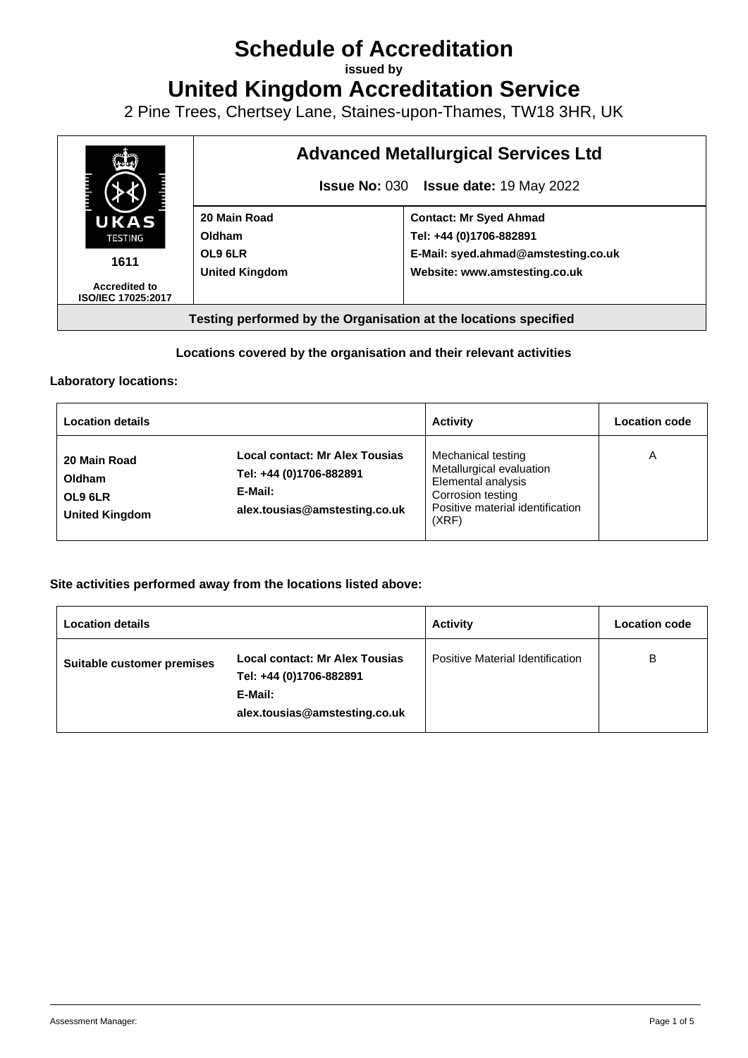# Schedule of Accreditation

**issued by**

# United Kingdom Accreditation Service

2 Pine Trees, Chertsey Lane, Staines-upon-Thames, TW18 3HR, UK

| UKAS TESTING 1611 Accredited to ISO/IEC 17025:2017 | **Advanced Metallurgical Services Ltd** **Issue No:** 030 **Issue date:** 19 May 2022 | |
|---|---|---|
| | **20 Main Road** **Oldham** **OL9 6LR** **United Kingdom** | **Contact: Mr Syed Ahmad** **Tel: +44 (0)1706-882891** **E-Mail: syed.ahmad@amstesting.co.uk** **Website: www.amstesting.co.uk** |
| **Testing performed by the Organisation at the locations specified** | | |

**Locations covered by the organisation and their relevant activities**

**Laboratory locations:**

| Location details | | Activity | Location code |
|---|---|---|---|
| **20 Main Road** **Oldham** **OL9 6LR** **United Kingdom** | **Local contact: Mr Alex Tousias** **Tel: +44 (0)1706-882891** **E-Mail:** **alex.tousias@amstesting.co.uk** | Mechanical testing Metallurgical evaluation Elemental analysis Corrosion testing Positive material identification (XRF) | A |

**Site activities performed away from the locations listed above:**

| Location details | | Activity | Location code |
|---|---|---|---|
| **Suitable customer premises** | **Local contact: Mr Alex Tousias** **Tel: +44 (0)1706-882891** **E-Mail:** **alex.tousias@amstesting.co.uk** | Positive Material Identification | B |

Assessment Manager: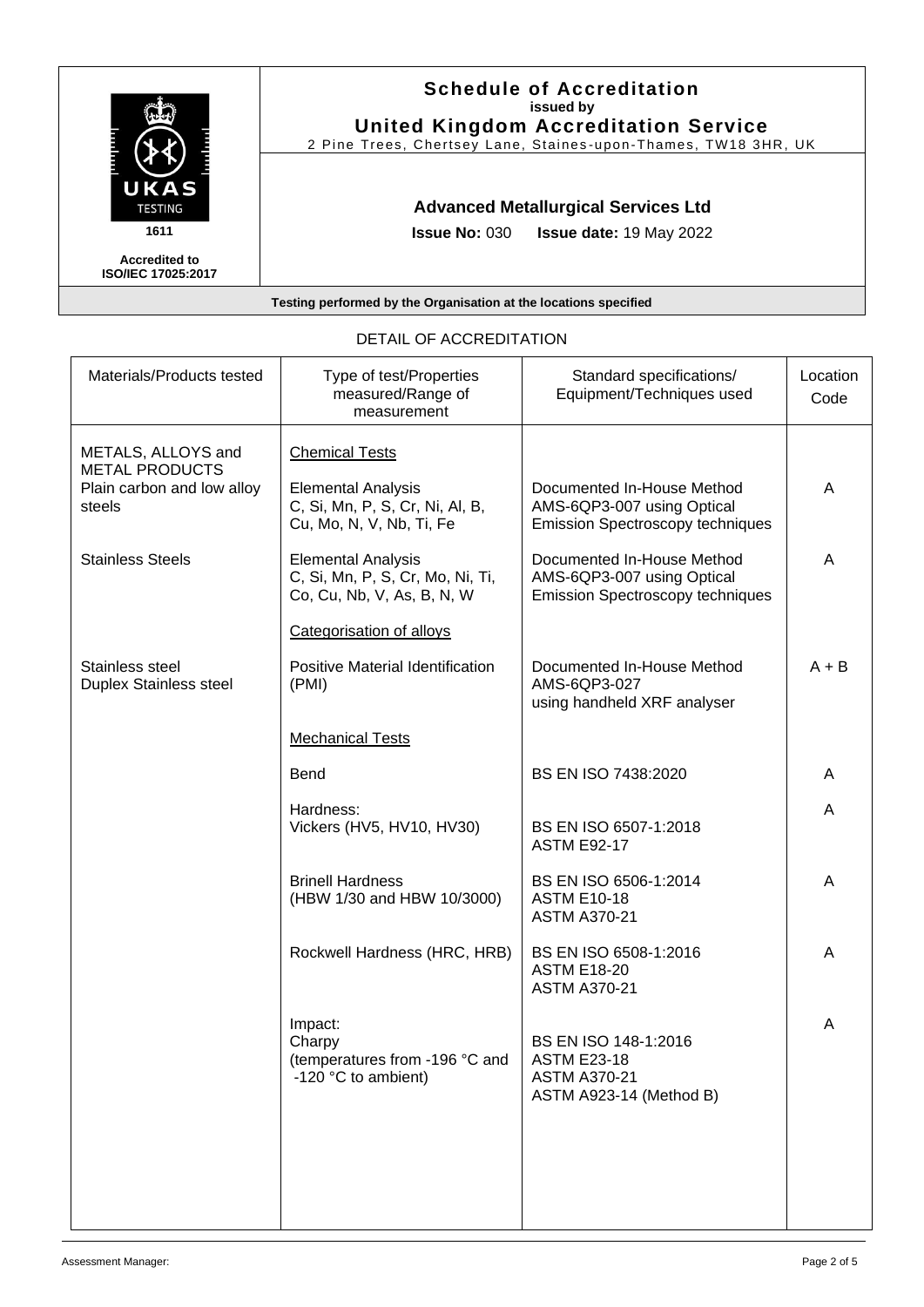# Schedule of Accreditation

**issued by**

**United Kingdom Accreditation Service**

2 Pine Trees, Chertsey Lane, Staines-upon-Thames, TW18 3HR, UK

UKAS TESTING 1611

Accredited to ISO/IEC 17025:2017

## Advanced Metallurgical Services Ltd

**Issue No:** 030 **Issue date:** 19 May 2022

**Testing performed by the Organisation at the locations specified**

## DETAIL OF ACCREDITATION

| Materials/Products tested | Type of test/Properties measured/Range of measurement | Standard specifications/ Equipment/Techniques used | Location Code |
|---|---|---|---|
| METALS, ALLOYS and METAL PRODUCTS | Chemical Tests | | |
| Plain carbon and low alloy steels | Elemental Analysis C, Si, Mn, P, S, Cr, Ni, Al, B, Cu, Mo, N, V, Nb, Ti, Fe | Documented In-House Method AMS-6QP3-007 using Optical Emission Spectroscopy techniques | A |
| Stainless Steels | Elemental Analysis C, Si, Mn, P, S, Cr, Mo, Ni, Ti, Co, Cu, Nb, V, As, B, N, W | Documented In-House Method AMS-6QP3-007 using Optical Emission Spectroscopy techniques | A |
| | Categorisation of alloys | | |
| Stainless steel Duplex Stainless steel | Positive Material Identification (PMI) | Documented In-House Method AMS-6QP3-027 using handheld XRF analyser | A + B |
| | Mechanical Tests | | |
| | Bend | BS EN ISO 7438:2020 | A |
| | Hardness: Vickers (HV5, HV10, HV30) | BS EN ISO 6507-1:2018 ASTM E92-17 | A |
| | Brinell Hardness (HBW 1/30 and HBW 10/3000) | BS EN ISO 6506-1:2014 ASTM E10-18 ASTM A370-21 | A |
| | Rockwell Hardness (HRC, HRB) | BS EN ISO 6508-1:2016 ASTM E18-20 ASTM A370-21 | A |
| | Impact: Charpy (temperatures from -196 °C and -120 °C to ambient) | BS EN ISO 148-1:2016 ASTM E23-18 ASTM A370-21 ASTM A923-14 (Method B) | A |

Assessment Manager: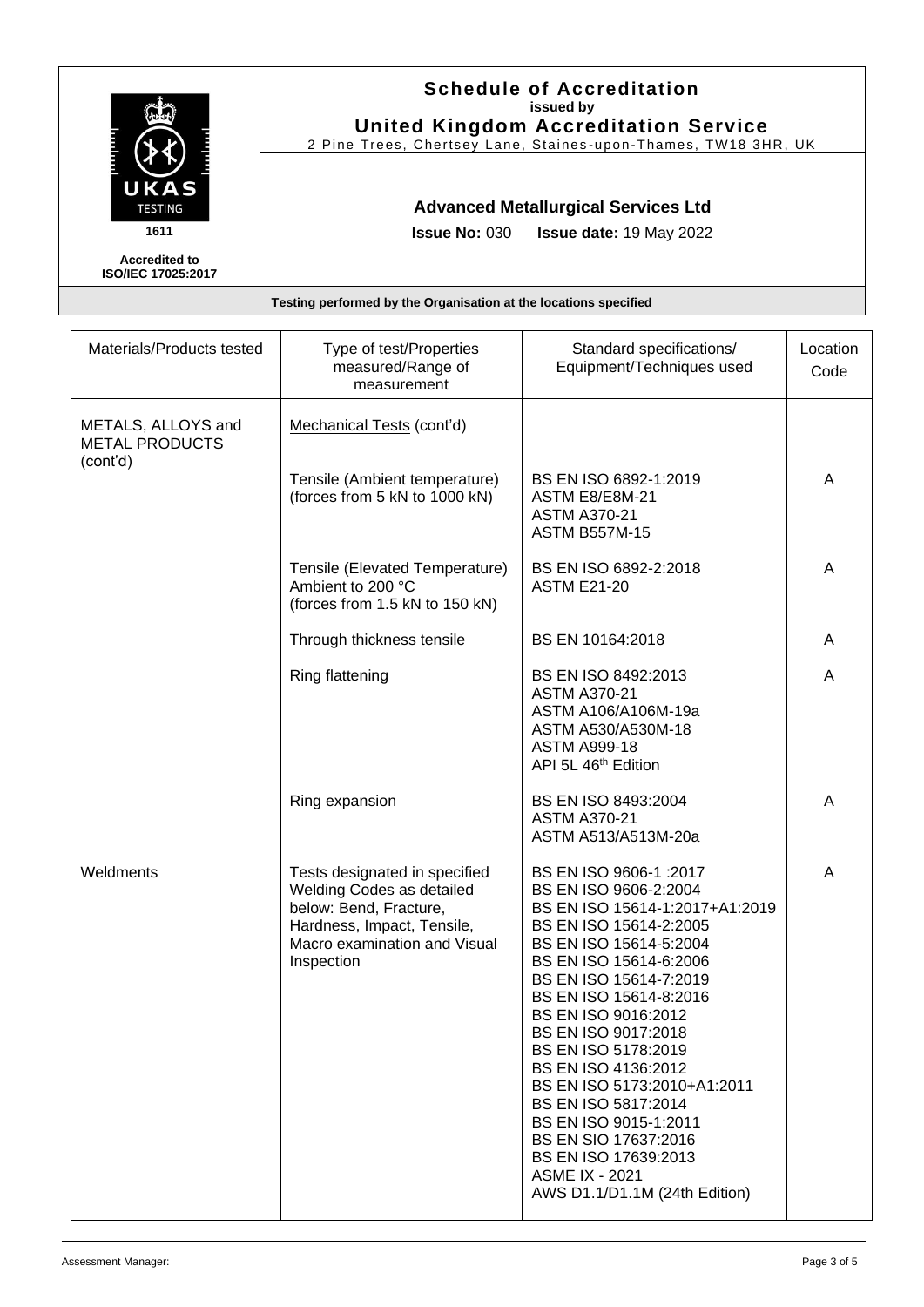**Schedule of Accreditation**
**issued by**
**United Kingdom Accreditation Service**
2 Pine Trees, Chertsey Lane, Staines-upon-Thames, TW18 3HR, UK

UKAS TESTING
1611

**Accredited to ISO/IEC 17025:2017**

**Advanced Metallurgical Services Ltd**

**Issue No:** 030 **Issue date:** 19 May 2022

**Testing performed by the Organisation at the locations specified**

| Materials/Products tested | Type of test/Properties measured/Range of measurement | Standard specifications/ Equipment/Techniques used | Location Code |
|---|---|---|---|
| METALS, ALLOYS and METAL PRODUCTS (cont'd) | Mechanical Tests (cont'd) | | |
| | Tensile (Ambient temperature) (forces from 5 kN to 1000 kN) | BS EN ISO 6892-1:2019<br>ASTM E8/E8M-21<br>ASTM A370-21<br>ASTM B557M-15 | A |
| | Tensile (Elevated Temperature) Ambient to 200 °C (forces from 1.5 kN to 150 kN) | BS EN ISO 6892-2:2018<br>ASTM E21-20 | A |
| | Through thickness tensile | BS EN 10164:2018 | A |
| | Ring flattening | BS EN ISO 8492:2013<br>ASTM A370-21<br>ASTM A106/A106M-19a<br>ASTM A530/A530M-18<br>ASTM A999-18<br>API 5L 46th Edition | A |
| | Ring expansion | BS EN ISO 8493:2004<br>ASTM A370-21<br>ASTM A513/A513M-20a | A |
| Weldments | Tests designated in specified Welding Codes as detailed below: Bend, Fracture, Hardness, Impact, Tensile, Macro examination and Visual Inspection | BS EN ISO 9606-1 :2017<br>BS EN ISO 9606-2:2004<br>BS EN ISO 15614-1:2017+A1:2019<br>BS EN ISO 15614-2:2005<br>BS EN ISO 15614-5:2004<br>BS EN ISO 15614-6:2006<br>BS EN ISO 15614-7:2019<br>BS EN ISO 15614-8:2016<br>BS EN ISO 9016:2012<br>BS EN ISO 9017:2018<br>BS EN ISO 5178:2019<br>BS EN ISO 4136:2012<br>BS EN ISO 5173:2010+A1:2011<br>BS EN ISO 5817:2014<br>BS EN ISO 9015-1:2011<br>BS EN SIO 17637:2016<br>BS EN ISO 17639:2013<br>ASME IX - 2021<br>AWS D1.1/D1.1M (24th Edition) | A |

Assessment Manager: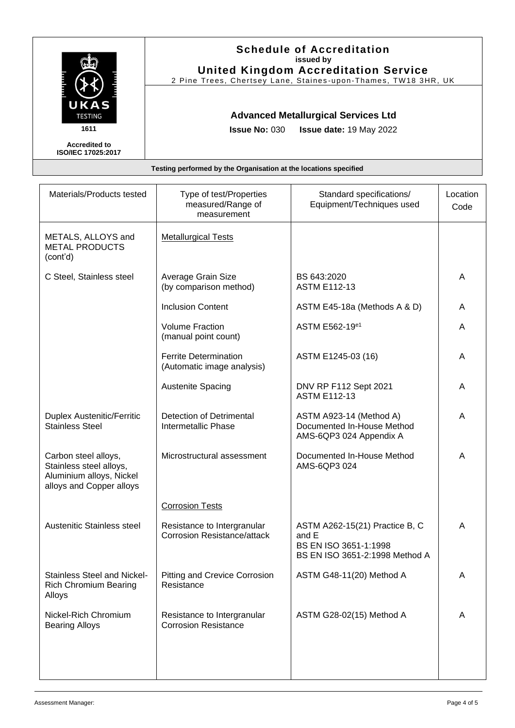**Schedule of Accreditation**
**issued by**
**United Kingdom Accreditation Service**
2 Pine Trees, Chertsey Lane, Staines-upon-Thames, TW18 3HR, UK

1611

Accredited to ISO/IEC 17025:2017

**Advanced Metallurgical Services Ltd**

**Issue No:** 030 **Issue date:** 19 May 2022

**Testing performed by the Organisation at the locations specified**

| Materials/Products tested | Type of test/Properties measured/Range of measurement | Standard specifications/ Equipment/Techniques used | Location Code |
|---|---|---|---|
| METALS, ALLOYS and METAL PRODUCTS (cont'd) | Metallurgical Tests | | |
| C Steel, Stainless steel | Average Grain Size (by comparison method) | BS 643:2020<br>ASTM E112-13 | A |
| | Inclusion Content | ASTM E45-18a (Methods A & D) | A |
| | Volume Fraction (manual point count) | ASTM E562-19[e1] | A |
| | Ferrite Determination (Automatic image analysis) | ASTM E1245-03 (16) | A |
| | Austenite Spacing | DNV RP F112 Sept 2021<br>ASTM E112-13 | A |
| Duplex Austenitic/Ferritic Stainless Steel | Detection of Detrimental Intermetallic Phase | ASTM A923-14 (Method A)<br>Documented In-House Method AMS-6QP3 024 Appendix A | A |
| Carbon steel alloys, Stainless steel alloys, Aluminium alloys, Nickel alloys and Copper alloys | Microstructural assessment | Documented In-House Method AMS-6QP3 024 | A |
| | Corrosion Tests | | |
| Austenitic Stainless steel | Resistance to Intergranular Corrosion Resistance/attack | ASTM A262-15(21) Practice B, C and E<br>BS EN ISO 3651-1:1998<br>BS EN ISO 3651-2:1998 Method A | A |
| Stainless Steel and Nickel-Rich Chromium Bearing Alloys | Pitting and Crevice Corrosion Resistance | ASTM G48-11(20) Method A | A |
| Nickel-Rich Chromium Bearing Alloys | Resistance to Intergranular Corrosion Resistance | ASTM G28-02(15) Method A | A |

Assessment Manager: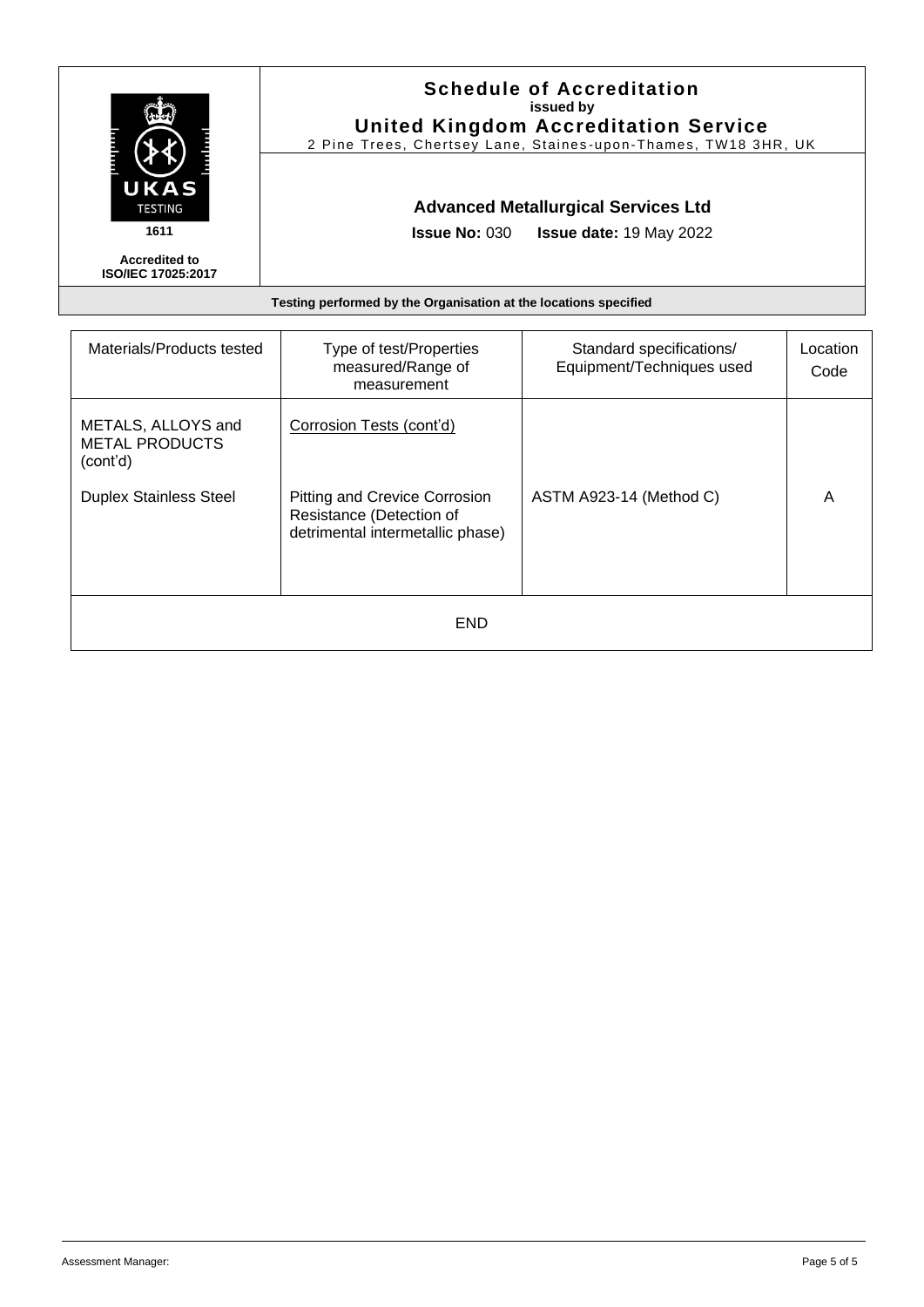# Schedule of Accreditation

**issued by**

**United Kingdom Accreditation Service**

2 Pine Trees, Chertsey Lane, Staines-upon-Thames, TW18 3HR, UK

UKAS TESTING

1611

**Accredited to ISO/IEC 17025:2017**

**Advanced Metallurgical Services Ltd**

**Issue No:** 030 **Issue date:** 19 May 2022

**Testing performed by the Organisation at the locations specified**

| Materials/Products tested | Type of test/Properties measured/Range of measurement | Standard specifications/ Equipment/Techniques used | Location Code |
|---|---|---|---|
| METALS, ALLOYS and METAL PRODUCTS (cont'd) | Corrosion Tests (cont'd) | | |
| Duplex Stainless Steel | Pitting and Crevice Corrosion Resistance (Detection of detrimental intermetallic phase) | ASTM A923-14 (Method C) | A |
| END | | | |

Assessment Manager: